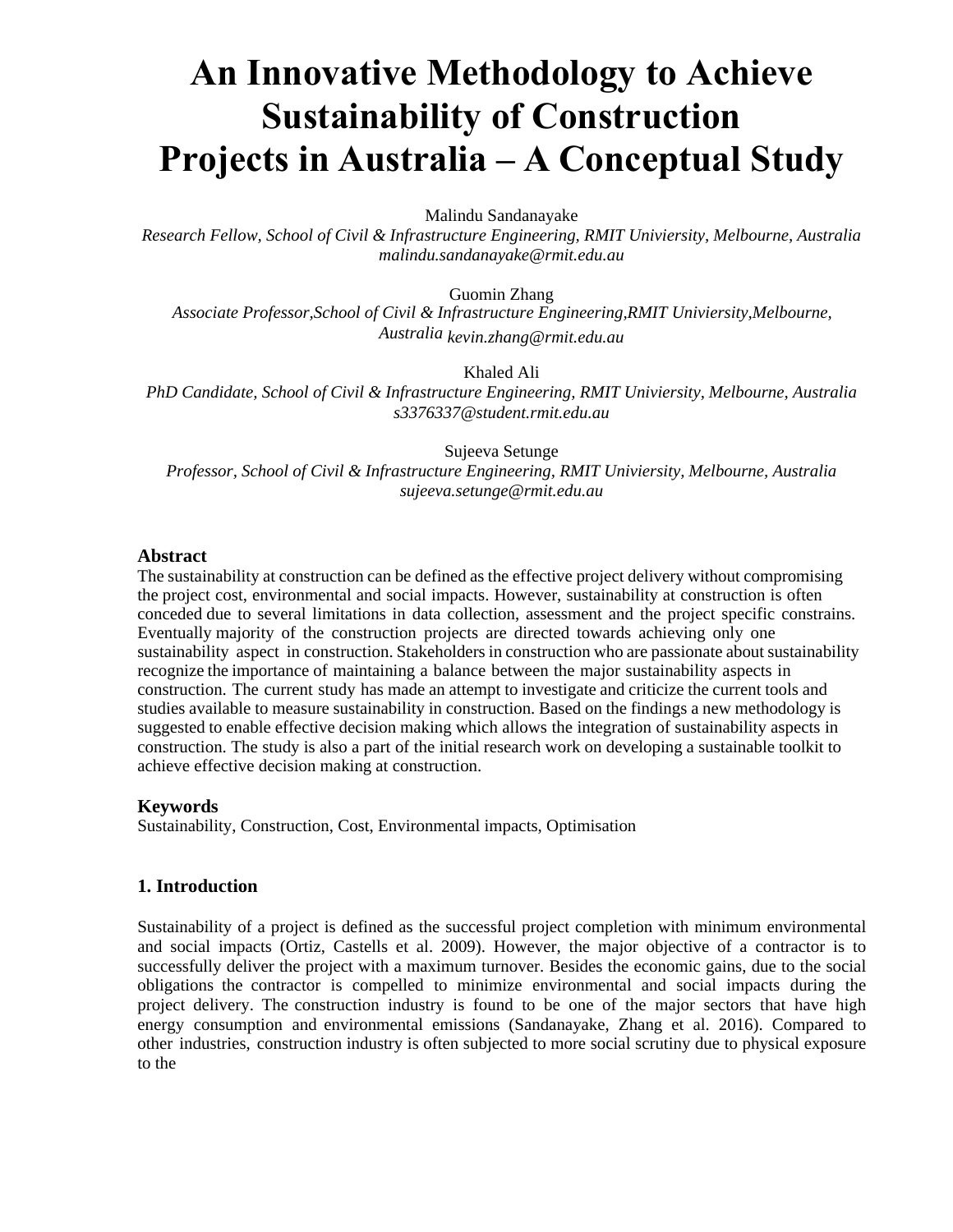# An Innovative Methodology to Achieve Sustainability of Construction Projects in Australia – A Conceptual Study

Malindu Sandanayake

*Research Fellow, School of Civil & Infrastructure Engineering, RMIT Univiersity, Melbourne, Australia*
*malindu.sandanayake@rmit.edu.au*

Guomin Zhang

*Associate Professor,School of Civil & Infrastructure Engineering,RMIT Univiersity,Melbourne, Australia kevin.zhang@rmit.edu.au*

Khaled Ali

*PhD Candidate, School of Civil & Infrastructure Engineering, RMIT Univiersity, Melbourne, Australia*
*s3376337@student.rmit.edu.au*

Sujeeva Setunge

*Professor, School of Civil & Infrastructure Engineering, RMIT Univiersity, Melbourne, Australia*
*sujeeva.setunge@rmit.edu.au*

### Abstract

The sustainability at construction can be defined as the effective project delivery without compromising the project cost, environmental and social impacts. However, sustainability at construction is often conceded due to several limitations in data collection, assessment and the project specific constrains. Eventually majority of the construction projects are directed towards achieving only one sustainability aspect in construction. Stakeholders in construction who are passionate about sustainability recognize the importance of maintaining a balance between the major sustainability aspects in construction. The current study has made an attempt to investigate and criticize the current tools and studies available to measure sustainability in construction. Based on the findings a new methodology is suggested to enable effective decision making which allows the integration of sustainability aspects in construction. The study is also a part of the initial research work on developing a sustainable toolkit to achieve effective decision making at construction.

### Keywords

Sustainability, Construction, Cost, Environmental impacts, Optimisation

## 1. Introduction

Sustainability of a project is defined as the successful project completion with minimum environmental and social impacts (Ortiz, Castells et al. 2009). However, the major objective of a contractor is to successfully deliver the project with a maximum turnover. Besides the economic gains, due to the social obligations the contractor is compelled to minimize environmental and social impacts during the project delivery. The construction industry is found to be one of the major sectors that have high energy consumption and environmental emissions (Sandanayake, Zhang et al. 2016). Compared to other industries, construction industry is often subjected to more social scrutiny due to physical exposure to the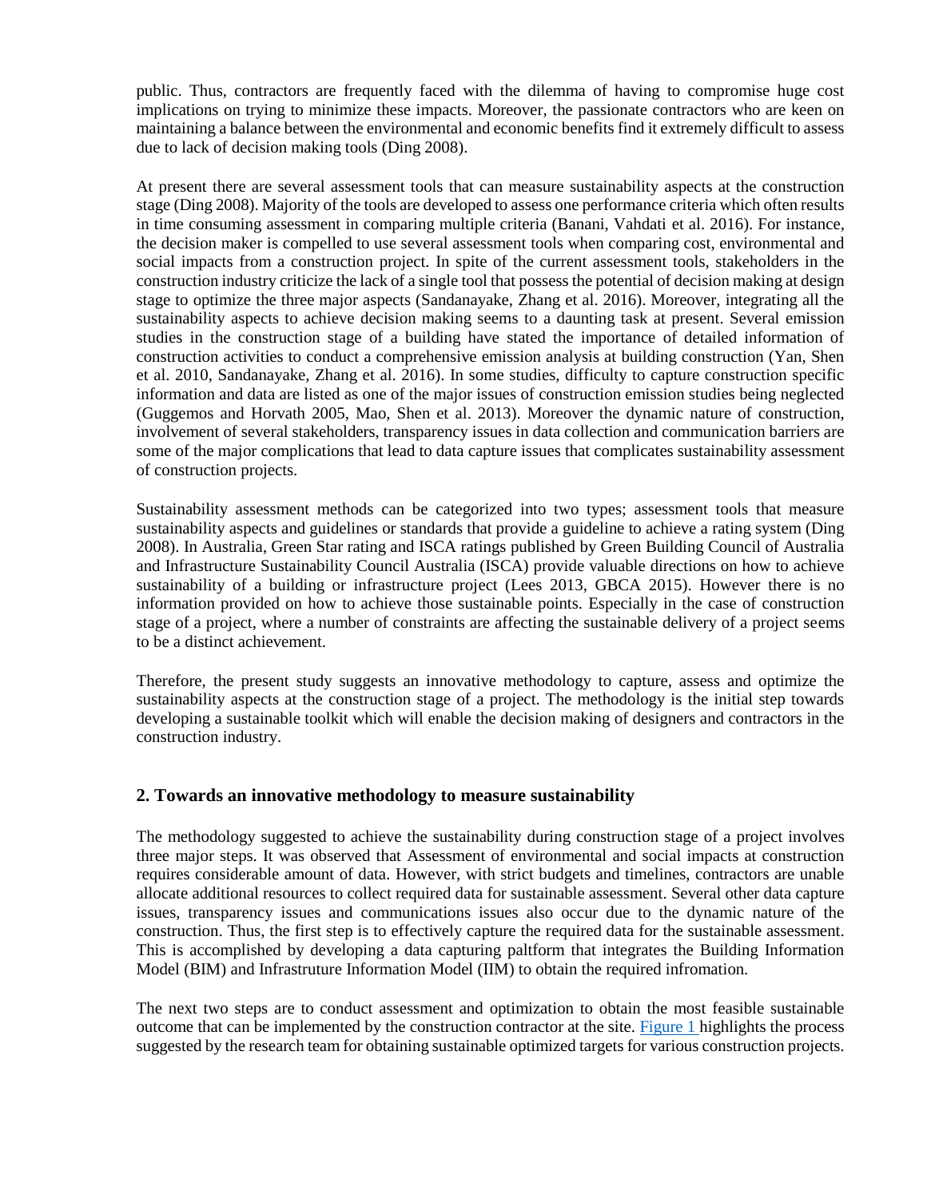public. Thus, contractors are frequently faced with the dilemma of having to compromise huge cost implications on trying to minimize these impacts. Moreover, the passionate contractors who are keen on maintaining a balance between the environmental and economic benefits find it extremely difficult to assess due to lack of decision making tools (Ding 2008).

At present there are several assessment tools that can measure sustainability aspects at the construction stage (Ding 2008). Majority of the tools are developed to assess one performance criteria which often results in time consuming assessment in comparing multiple criteria (Banani, Vahdati et al. 2016). For instance, the decision maker is compelled to use several assessment tools when comparing cost, environmental and social impacts from a construction project. In spite of the current assessment tools, stakeholders in the construction industry criticize the lack of a single tool that possess the potential of decision making at design stage to optimize the three major aspects (Sandanayake, Zhang et al. 2016). Moreover, integrating all the sustainability aspects to achieve decision making seems to a daunting task at present. Several emission studies in the construction stage of a building have stated the importance of detailed information of construction activities to conduct a comprehensive emission analysis at building construction (Yan, Shen et al. 2010, Sandanayake, Zhang et al. 2016). In some studies, difficulty to capture construction specific information and data are listed as one of the major issues of construction emission studies being neglected (Guggemos and Horvath 2005, Mao, Shen et al. 2013). Moreover the dynamic nature of construction, involvement of several stakeholders, transparency issues in data collection and communication barriers are some of the major complications that lead to data capture issues that complicates sustainability assessment of construction projects.

Sustainability assessment methods can be categorized into two types; assessment tools that measure sustainability aspects and guidelines or standards that provide a guideline to achieve a rating system (Ding 2008). In Australia, Green Star rating and ISCA ratings published by Green Building Council of Australia and Infrastructure Sustainability Council Australia (ISCA) provide valuable directions on how to achieve sustainability of a building or infrastructure project (Lees 2013, GBCA 2015). However there is no information provided on how to achieve those sustainable points. Especially in the case of construction stage of a project, where a number of constraints are affecting the sustainable delivery of a project seems to be a distinct achievement.

Therefore, the present study suggests an innovative methodology to capture, assess and optimize the sustainability aspects at the construction stage of a project. The methodology is the initial step towards developing a sustainable toolkit which will enable the decision making of designers and contractors in the construction industry.

## 2. Towards an innovative methodology to measure sustainability

The methodology suggested to achieve the sustainability during construction stage of a project involves three major steps. It was observed that Assessment of environmental and social impacts at construction requires considerable amount of data. However, with strict budgets and timelines, contractors are unable allocate additional resources to collect required data for sustainable assessment. Several other data capture issues, transparency issues and communications issues also occur due to the dynamic nature of the construction. Thus, the first step is to effectively capture the required data for the sustainable assessment. This is accomplished by developing a data capturing paltform that integrates the Building Information Model (BIM) and Infrastruture Information Model (IIM) to obtain the required infromation.

The next two steps are to conduct assessment and optimization to obtain the most feasible sustainable outcome that can be implemented by the construction contractor at the site. Figure 1 highlights the process suggested by the research team for obtaining sustainable optimized targets for various construction projects.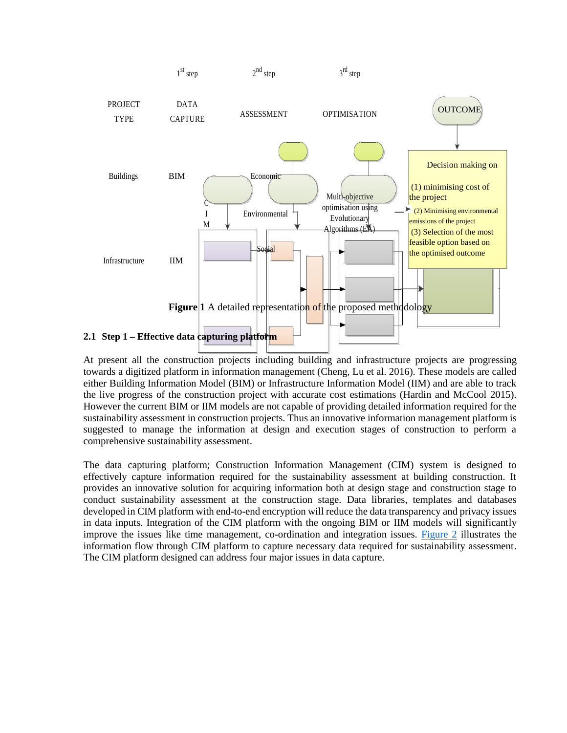| | 1st step | 2nd step | 3rd step | |
|---|---|---|---|---|
| PROJECT TYPE | DATA CAPTURE | ASSESSMENT | OPTIMISATION | OUTCOME |
| Buildings | BIM | Economic | Multi-objective optimisation using Evolutionary Algorithms (EA) | Decision making on (1) minimising cost of the project (2) Minimising environmental emissions of the project (3) Selection of the most feasible option based on the optimised outcome |
| | CIM | Environmental | | |
| Infrastructure | IIM | Social | | |

**Figure 1** A detailed representation of the proposed methodology

## 2.1 Step 1 – Effective data capturing platform

At present all the construction projects including building and infrastructure projects are progressing towards a digitized platform in information management (Cheng, Lu et al. 2016). These models are called either Building Information Model (BIM) or Infrastructure Information Model (IIM) and are able to track the live progress of the construction project with accurate cost estimations (Hardin and McCool 2015). However the current BIM or IIM models are not capable of providing detailed information required for the sustainability assessment in construction projects. Thus an innovative information management platform is suggested to manage the information at design and execution stages of construction to perform a comprehensive sustainability assessment.

The data capturing platform; Construction Information Management (CIM) system is designed to effectively capture information required for the sustainability assessment at building construction. It provides an innovative solution for acquiring information both at design stage and construction stage to conduct sustainability assessment at the construction stage. Data libraries, templates and databases developed in CIM platform with end-to-end encryption will reduce the data transparency and privacy issues in data inputs. Integration of the CIM platform with the ongoing BIM or IIM models will significantly improve the issues like time management, co-ordination and integration issues. Figure 2 illustrates the information flow through CIM platform to capture necessary data required for sustainability assessment. The CIM platform designed can address four major issues in data capture.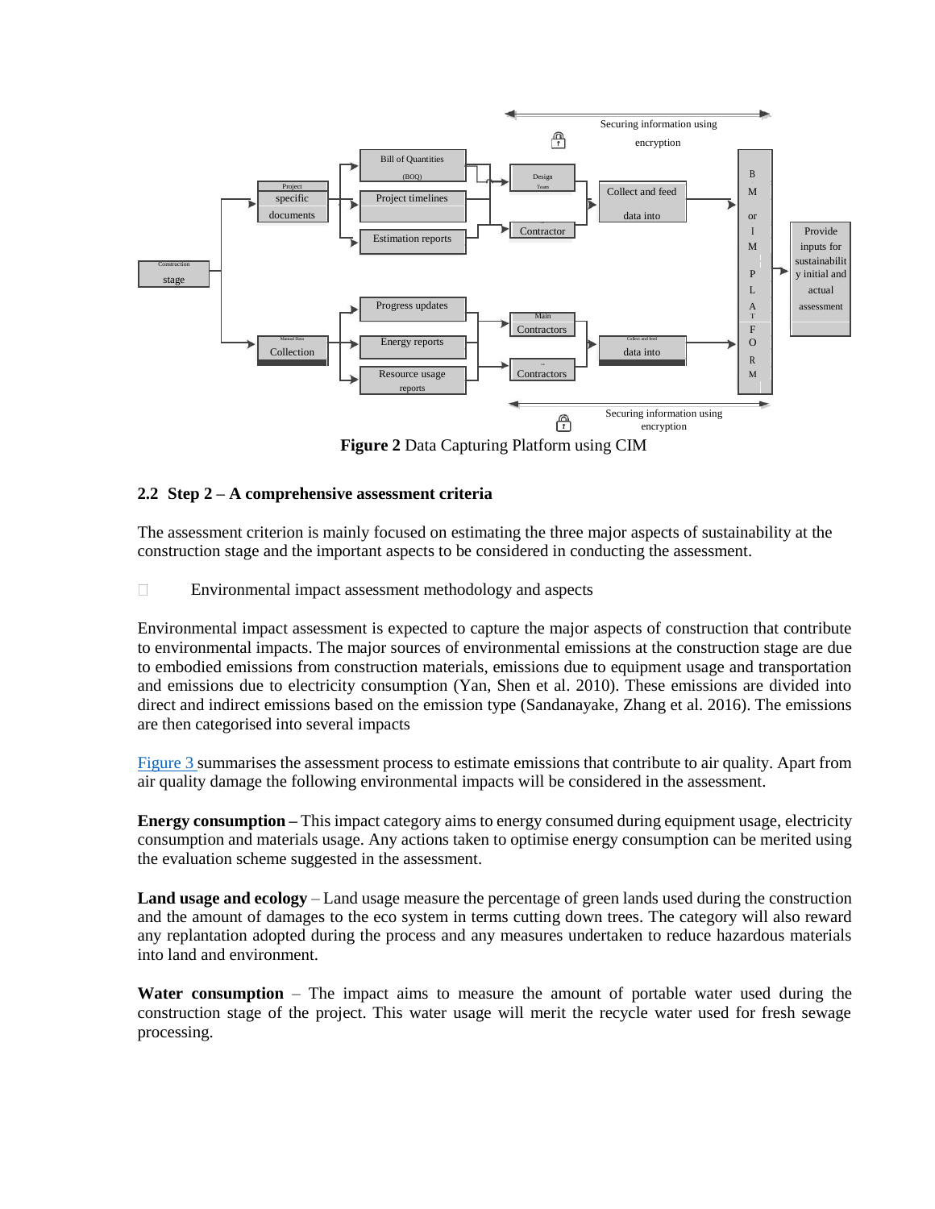**Figure 2** Data Capturing Platform using CIM

## 2.2 Step 2 – A comprehensive assessment criteria

The assessment criterion is mainly focused on estimating the three major aspects of sustainability at the construction stage and the important aspects to be considered in conducting the assessment.

- Environmental impact assessment methodology and aspects

Environmental impact assessment is expected to capture the major aspects of construction that contribute to environmental impacts. The major sources of environmental emissions at the construction stage are due to embodied emissions from construction materials, emissions due to equipment usage and transportation and emissions due to electricity consumption (Yan, Shen et al. 2010). These emissions are divided into direct and indirect emissions based on the emission type (Sandanayake, Zhang et al. 2016). The emissions are then categorised into several impacts

Figure 3 summarises the assessment process to estimate emissions that contribute to air quality. Apart from air quality damage the following environmental impacts will be considered in the assessment.

**Energy consumption** – This impact category aims to energy consumed during equipment usage, electricity consumption and materials usage. Any actions taken to optimise energy consumption can be merited using the evaluation scheme suggested in the assessment.

**Land usage and ecology** – Land usage measure the percentage of green lands used during the construction and the amount of damages to the eco system in terms cutting down trees. The category will also reward any replantation adopted during the process and any measures undertaken to reduce hazardous materials into land and environment.

**Water consumption** – The impact aims to measure the amount of portable water used during the construction stage of the project. This water usage will merit the recycle water used for fresh sewage processing.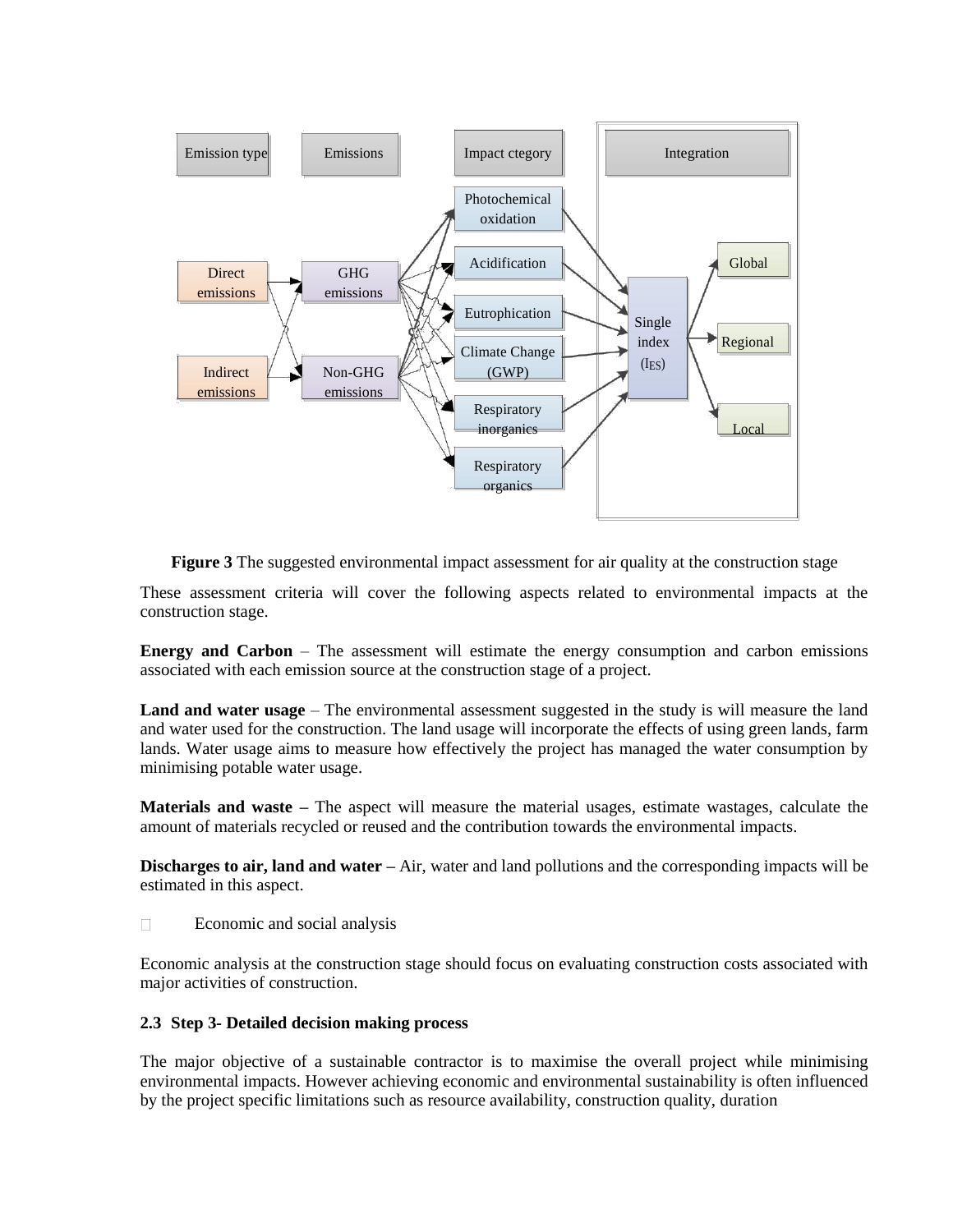Emission type | Emissions | Impact ctegory | Integration

Direct emissions | Indirect emissions

GHG emissions | Non-GHG emissions

Photochemical oxidation | Acidification | Eutrophication | Climate Change (GWP) | Respiratory inorganics | Respiratory organics

Single index ($I_{ES}$)

Global | Regional | Local

**Figure 3** The suggested environmental impact assessment for air quality at the construction stage

These assessment criteria will cover the following aspects related to environmental impacts at the construction stage.

**Energy and Carbon** – The assessment will estimate the energy consumption and carbon emissions associated with each emission source at the construction stage of a project.

**Land and water usage** – The environmental assessment suggested in the study is will measure the land and water used for the construction. The land usage will incorporate the effects of using green lands, farm lands. Water usage aims to measure how effectively the project has managed the water consumption by minimising potable water usage.

**Materials and waste –** The aspect will measure the material usages, estimate wastages, calculate the amount of materials recycled or reused and the contribution towards the environmental impacts.

**Discharges to air, land and water –** Air, water and land pollutions and the corresponding impacts will be estimated in this aspect.

- Economic and social analysis

Economic analysis at the construction stage should focus on evaluating construction costs associated with major activities of construction.

### 2.3 Step 3- Detailed decision making process

The major objective of a sustainable contractor is to maximise the overall project while minimising environmental impacts. However achieving economic and environmental sustainability is often influenced by the project specific limitations such as resource availability, construction quality, duration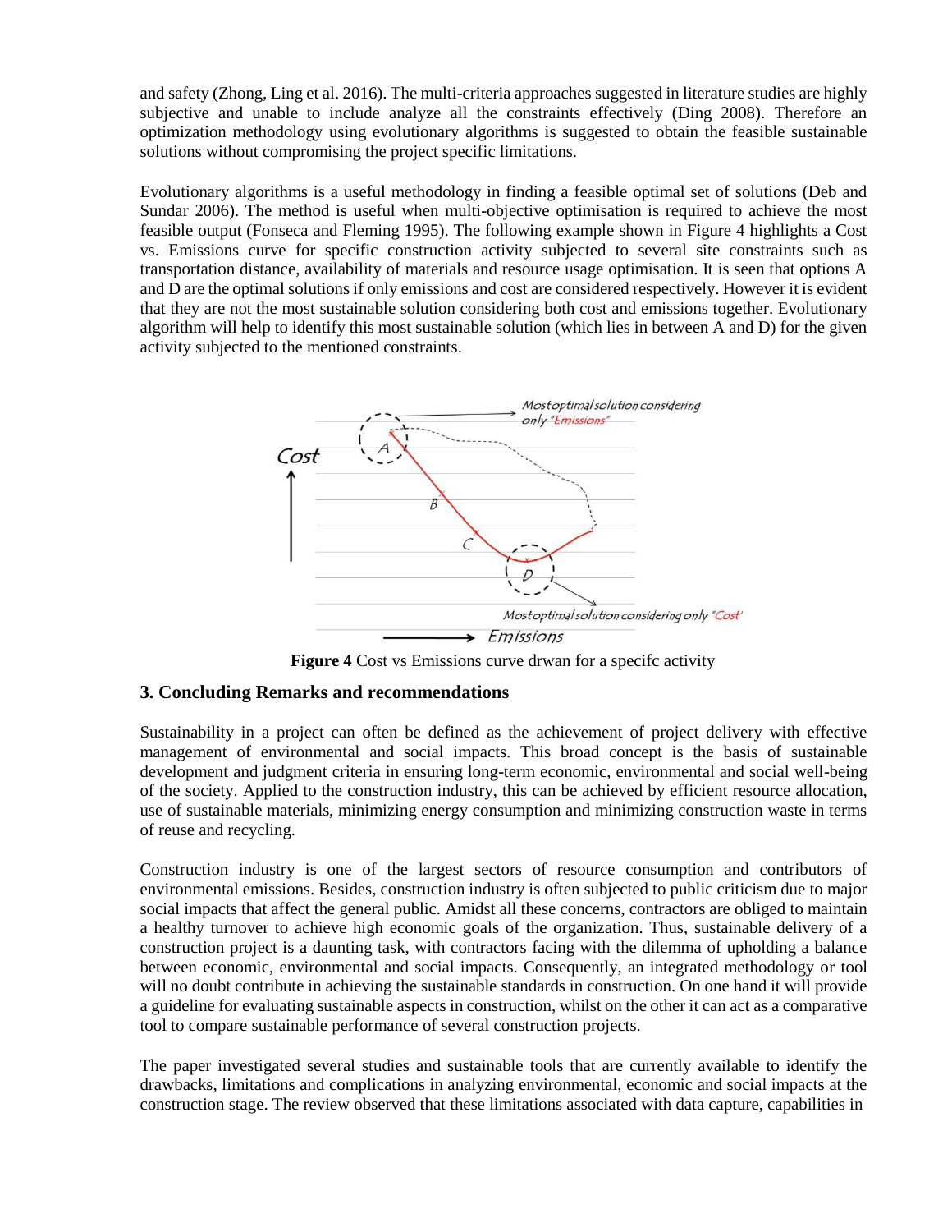and safety (Zhong, Ling et al. 2016). The multi-criteria approaches suggested in literature studies are highly subjective and unable to include analyze all the constraints effectively (Ding 2008). Therefore an optimization methodology using evolutionary algorithms is suggested to obtain the feasible sustainable solutions without compromising the project specific limitations.

Evolutionary algorithms is a useful methodology in finding a feasible optimal set of solutions (Deb and Sundar 2006). The method is useful when multi-objective optimisation is required to achieve the most feasible output (Fonseca and Fleming 1995). The following example shown in Figure 4 highlights a Cost vs. Emissions curve for specific construction activity subjected to several site constraints such as transportation distance, availability of materials and resource usage optimisation. It is seen that options A and D are the optimal solutions if only emissions and cost are considered respectively. However it is evident that they are not the most sustainable solution considering both cost and emissions together. Evolutionary algorithm will help to identify this most sustainable solution (which lies in between A and D) for the given activity subjected to the mentioned constraints.

**Figure 4** Cost vs Emissions curve drwan for a specifc activity

## 3. Concluding Remarks and recommendations

Sustainability in a project can often be defined as the achievement of project delivery with effective management of environmental and social impacts. This broad concept is the basis of sustainable development and judgment criteria in ensuring long-term economic, environmental and social well-being of the society. Applied to the construction industry, this can be achieved by efficient resource allocation, use of sustainable materials, minimizing energy consumption and minimizing construction waste in terms of reuse and recycling.

Construction industry is one of the largest sectors of resource consumption and contributors of environmental emissions. Besides, construction industry is often subjected to public criticism due to major social impacts that affect the general public. Amidst all these concerns, contractors are obliged to maintain a healthy turnover to achieve high economic goals of the organization. Thus, sustainable delivery of a construction project is a daunting task, with contractors facing with the dilemma of upholding a balance between economic, environmental and social impacts. Consequently, an integrated methodology or tool will no doubt contribute in achieving the sustainable standards in construction. On one hand it will provide a guideline for evaluating sustainable aspects in construction, whilst on the other it can act as a comparative tool to compare sustainable performance of several construction projects.

The paper investigated several studies and sustainable tools that are currently available to identify the drawbacks, limitations and complications in analyzing environmental, economic and social impacts at the construction stage. The review observed that these limitations associated with data capture, capabilities in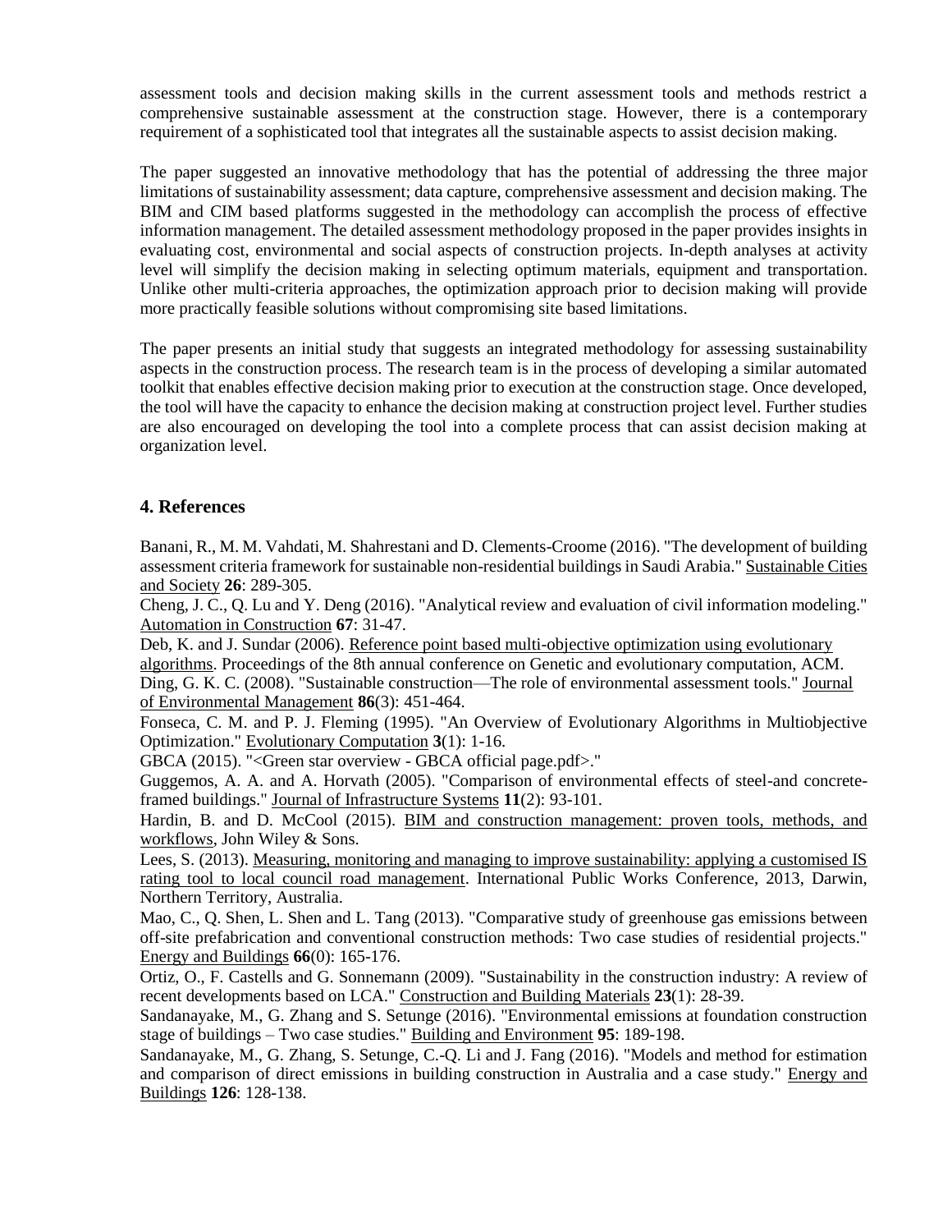assessment tools and decision making skills in the current assessment tools and methods restrict a comprehensive sustainable assessment at the construction stage. However, there is a contemporary requirement of a sophisticated tool that integrates all the sustainable aspects to assist decision making.

The paper suggested an innovative methodology that has the potential of addressing the three major limitations of sustainability assessment; data capture, comprehensive assessment and decision making. The BIM and CIM based platforms suggested in the methodology can accomplish the process of effective information management. The detailed assessment methodology proposed in the paper provides insights in evaluating cost, environmental and social aspects of construction projects. In-depth analyses at activity level will simplify the decision making in selecting optimum materials, equipment and transportation. Unlike other multi-criteria approaches, the optimization approach prior to decision making will provide more practically feasible solutions without compromising site based limitations.

The paper presents an initial study that suggests an integrated methodology for assessing sustainability aspects in the construction process. The research team is in the process of developing a similar automated toolkit that enables effective decision making prior to execution at the construction stage. Once developed, the tool will have the capacity to enhance the decision making at construction project level. Further studies are also encouraged on developing the tool into a complete process that can assist decision making at organization level.

## 4. References

Banani, R., M. M. Vahdati, M. Shahrestani and D. Clements-Croome (2016). "The development of building assessment criteria framework for sustainable non-residential buildings in Saudi Arabia." Sustainable Cities and Society **26**: 289-305.

Cheng, J. C., Q. Lu and Y. Deng (2016). "Analytical review and evaluation of civil information modeling." Automation in Construction **67**: 31-47.

Deb, K. and J. Sundar (2006). Reference point based multi-objective optimization using evolutionary algorithms. Proceedings of the 8th annual conference on Genetic and evolutionary computation, ACM.

Ding, G. K. C. (2008). "Sustainable construction—The role of environmental assessment tools." Journal of Environmental Management **86**(3): 451-464.

Fonseca, C. M. and P. J. Fleming (1995). "An Overview of Evolutionary Algorithms in Multiobjective Optimization." Evolutionary Computation **3**(1): 1-16.

GBCA (2015). "<Green star overview - GBCA official page.pdf>."

Guggemos, A. A. and A. Horvath (2005). "Comparison of environmental effects of steel-and concrete-framed buildings." Journal of Infrastructure Systems **11**(2): 93-101.

Hardin, B. and D. McCool (2015). BIM and construction management: proven tools, methods, and workflows, John Wiley & Sons.

Lees, S. (2013). Measuring, monitoring and managing to improve sustainability: applying a customised IS rating tool to local council road management. International Public Works Conference, 2013, Darwin, Northern Territory, Australia.

Mao, C., Q. Shen, L. Shen and L. Tang (2013). "Comparative study of greenhouse gas emissions between off-site prefabrication and conventional construction methods: Two case studies of residential projects." Energy and Buildings **66**(0): 165-176.

Ortiz, O., F. Castells and G. Sonnemann (2009). "Sustainability in the construction industry: A review of recent developments based on LCA." Construction and Building Materials **23**(1): 28-39.

Sandanayake, M., G. Zhang and S. Setunge (2016). "Environmental emissions at foundation construction stage of buildings – Two case studies." Building and Environment **95**: 189-198.

Sandanayake, M., G. Zhang, S. Setunge, C.-Q. Li and J. Fang (2016). "Models and method for estimation and comparison of direct emissions in building construction in Australia and a case study." Energy and Buildings **126**: 128-138.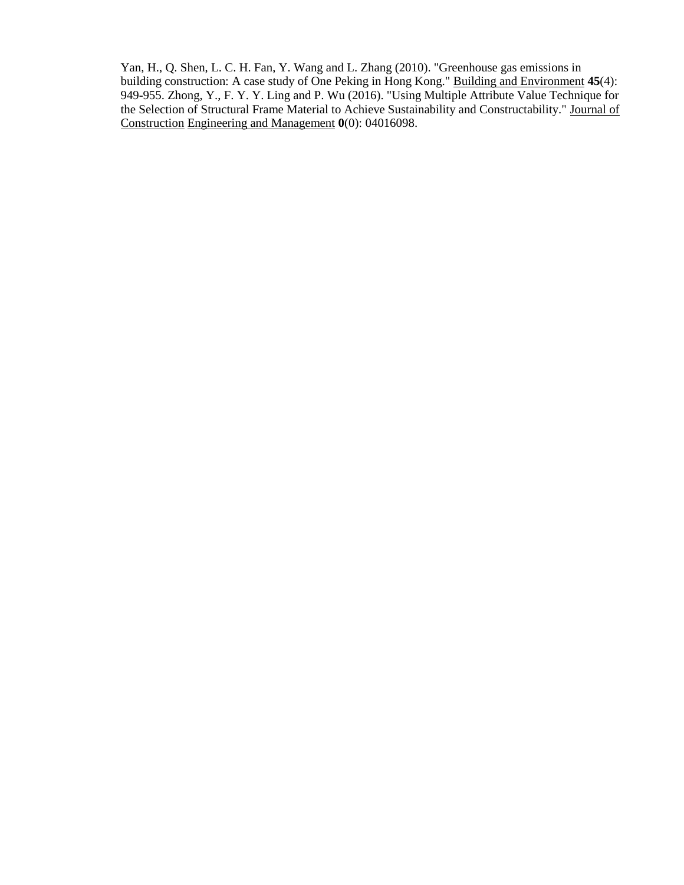Yan, H., Q. Shen, L. C. H. Fan, Y. Wang and L. Zhang (2010). "Greenhouse gas emissions in building construction: A case study of One Peking in Hong Kong." Building and Environment **45**(4): 949-955. Zhong, Y., F. Y. Y. Ling and P. Wu (2016). "Using Multiple Attribute Value Technique for the Selection of Structural Frame Material to Achieve Sustainability and Constructability." Journal of Construction Engineering and Management **0**(0): 04016098.